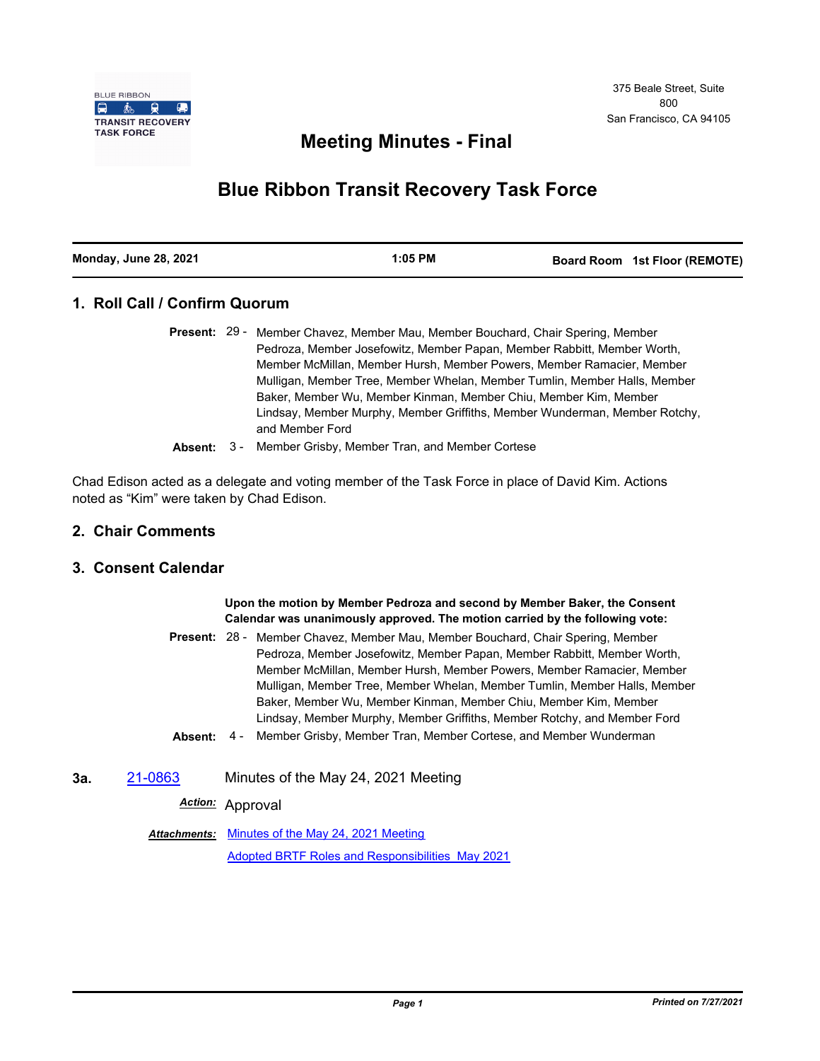BLUE RIBBON TRANSIT RECOVERY TASK FORCE

375 Beale Street, Suite 800
San Francisco, CA 94105

# Meeting Minutes - Final

# Blue Ribbon Transit Recovery Task Force

| Monday, June 28, 2021 | 1:05 PM | Board Room 1st Floor (REMOTE) |
|---|---|---|

## 1. Roll Call / Confirm Quorum

**Present:** 29 - Member Chavez, Member Mau, Member Bouchard, Chair Spering, Member Pedroza, Member Josefowitz, Member Papan, Member Rabbitt, Member Worth, Member McMillan, Member Hursh, Member Powers, Member Ramacier, Member Mulligan, Member Tree, Member Whelan, Member Tumlin, Member Halls, Member Baker, Member Wu, Member Kinman, Member Chiu, Member Kim, Member Lindsay, Member Murphy, Member Griffiths, Member Wunderman, Member Rotchy, and Member Ford

**Absent:** 3 - Member Grisby, Member Tran, and Member Cortese

Chad Edison acted as a delegate and voting member of the Task Force in place of David Kim. Actions noted as "Kim" were taken by Chad Edison.

## 2. Chair Comments

## 3. Consent Calendar

**Upon the motion by Member Pedroza and second by Member Baker, the Consent Calendar was unanimously approved. The motion carried by the following vote:**

**Present:** 28 - Member Chavez, Member Mau, Member Bouchard, Chair Spering, Member Pedroza, Member Josefowitz, Member Papan, Member Rabbitt, Member Worth, Member McMillan, Member Hursh, Member Powers, Member Ramacier, Member Mulligan, Member Tree, Member Whelan, Member Tumlin, Member Halls, Member Baker, Member Wu, Member Kinman, Member Chiu, Member Kim, Member Lindsay, Member Murphy, Member Griffiths, Member Rotchy, and Member Ford

**Absent:** 4 - Member Grisby, Member Tran, Member Cortese, and Member Wunderman

**3a.** 21-0863 Minutes of the May 24, 2021 Meeting

***Action:*** Approval

***Attachments:*** Minutes of the May 24, 2021 Meeting

Adopted BRTF Roles and Responsibilities May 2021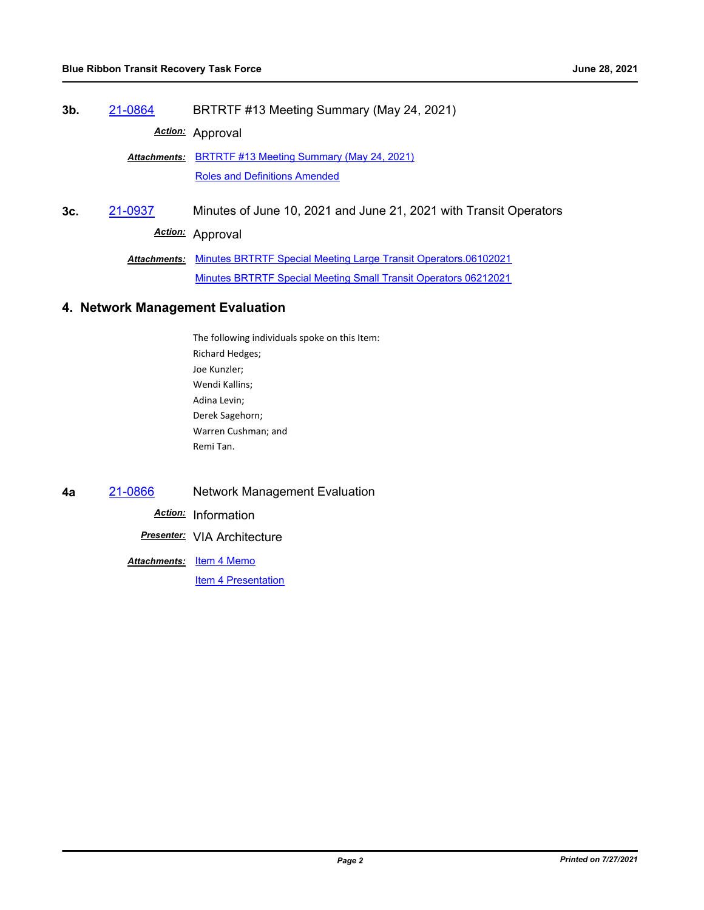**3b.** 21-0864 BRTRTF #13 Meeting Summary (May 24, 2021)

*Action:* Approval

*Attachments:* BRTRTF #13 Meeting Summary (May 24, 2021)
Roles and Definitions Amended

**3c.** 21-0937 Minutes of June 10, 2021 and June 21, 2021 with Transit Operators

*Action:* Approval

*Attachments:* Minutes BRTRTF Special Meeting Large Transit Operators.06102021
Minutes BRTRTF Special Meeting Small Transit Operators 06212021

## 4. Network Management Evaluation

The following individuals spoke on this Item:
Richard Hedges;
Joe Kunzler;
Wendi Kallins;
Adina Levin;
Derek Sagehorn;
Warren Cushman; and
Remi Tan.

**4a** 21-0866 Network Management Evaluation

*Action:* Information

*Presenter:* VIA Architecture

*Attachments:* Item 4 Memo
Item 4 Presentation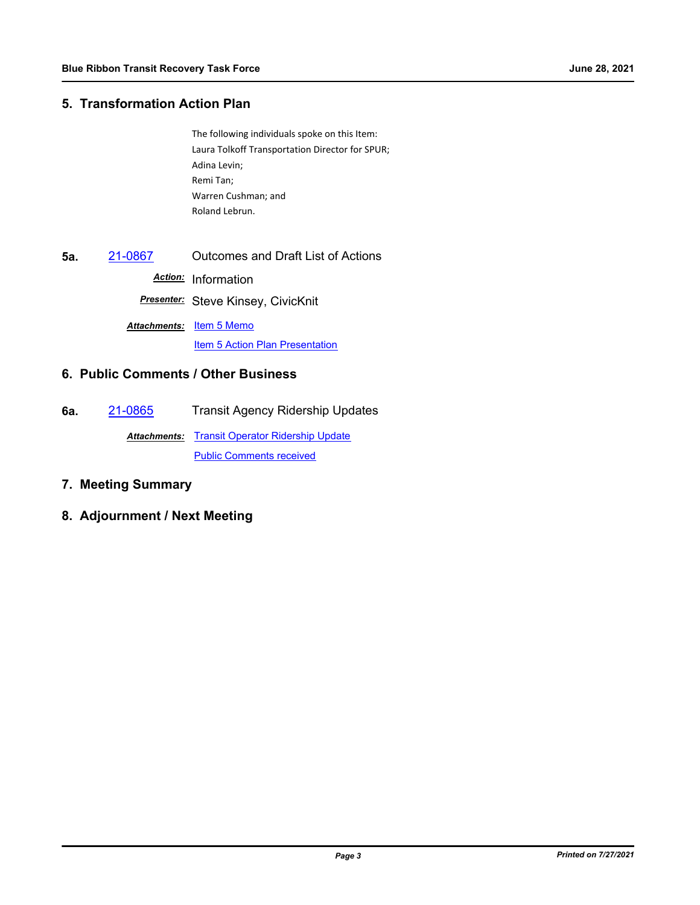## 5. Transformation Action Plan

The following individuals spoke on this Item:
Laura Tolkoff Transportation Director for SPUR;
Adina Levin;
Remi Tan;
Warren Cushman; and
Roland Lebrun.

**5a.** 21-0867 Outcomes and Draft List of Actions

***Action:*** Information

***Presenter:*** Steve Kinsey, CivicKnit

***Attachments:*** Item 5 Memo
Item 5 Action Plan Presentation

## 6. Public Comments / Other Business

**6a.** 21-0865 Transit Agency Ridership Updates

***Attachments:*** Transit Operator Ridership Update
Public Comments received

## 7. Meeting Summary

## 8. Adjournment / Next Meeting